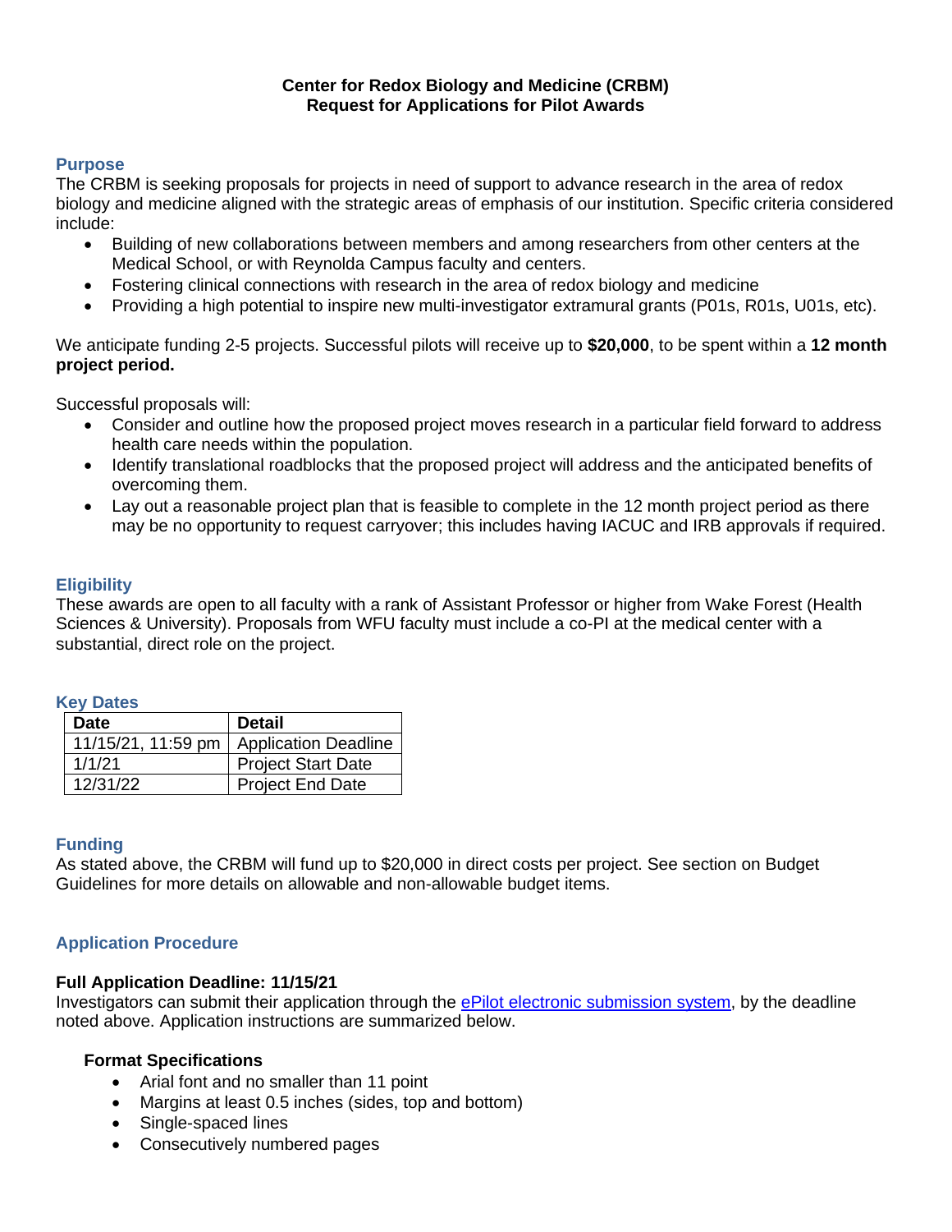# Center for Redox Biology and Medicine (CRBM)
# Request for Applications for Pilot Awards

## Purpose

The CRBM is seeking proposals for projects in need of support to advance research in the area of redox biology and medicine aligned with the strategic areas of emphasis of our institution. Specific criteria considered include:

- Building of new collaborations between members and among researchers from other centers at the Medical School, or with Reynolda Campus faculty and centers.
- Fostering clinical connections with research in the area of redox biology and medicine
- Providing a high potential to inspire new multi-investigator extramural grants (P01s, R01s, U01s, etc).

We anticipate funding 2-5 projects. Successful pilots will receive up to **$20,000**, to be spent within a **12 month project period.**

Successful proposals will:

- Consider and outline how the proposed project moves research in a particular field forward to address health care needs within the population.
- Identify translational roadblocks that the proposed project will address and the anticipated benefits of overcoming them.
- Lay out a reasonable project plan that is feasible to complete in the 12 month project period as there may be no opportunity to request carryover; this includes having IACUC and IRB approvals if required.

## Eligibility

These awards are open to all faculty with a rank of Assistant Professor or higher from Wake Forest (Health Sciences & University). Proposals from WFU faculty must include a co-PI at the medical center with a substantial, direct role on the project.

## Key Dates

| Date | Detail |
|---|---|
| 11/15/21, 11:59 pm | Application Deadline |
| 1/1/21 | Project Start Date |
| 12/31/22 | Project End Date |

## Funding

As stated above, the CRBM will fund up to $20,000 in direct costs per project. See section on Budget Guidelines for more details on allowable and non-allowable budget items.

## Application Procedure

### Full Application Deadline: 11/15/21

Investigators can submit their application through the ePilot electronic submission system, by the deadline noted above. Application instructions are summarized below.

#### Format Specifications

- Arial font and no smaller than 11 point
- Margins at least 0.5 inches (sides, top and bottom)
- Single-spaced lines
- Consecutively numbered pages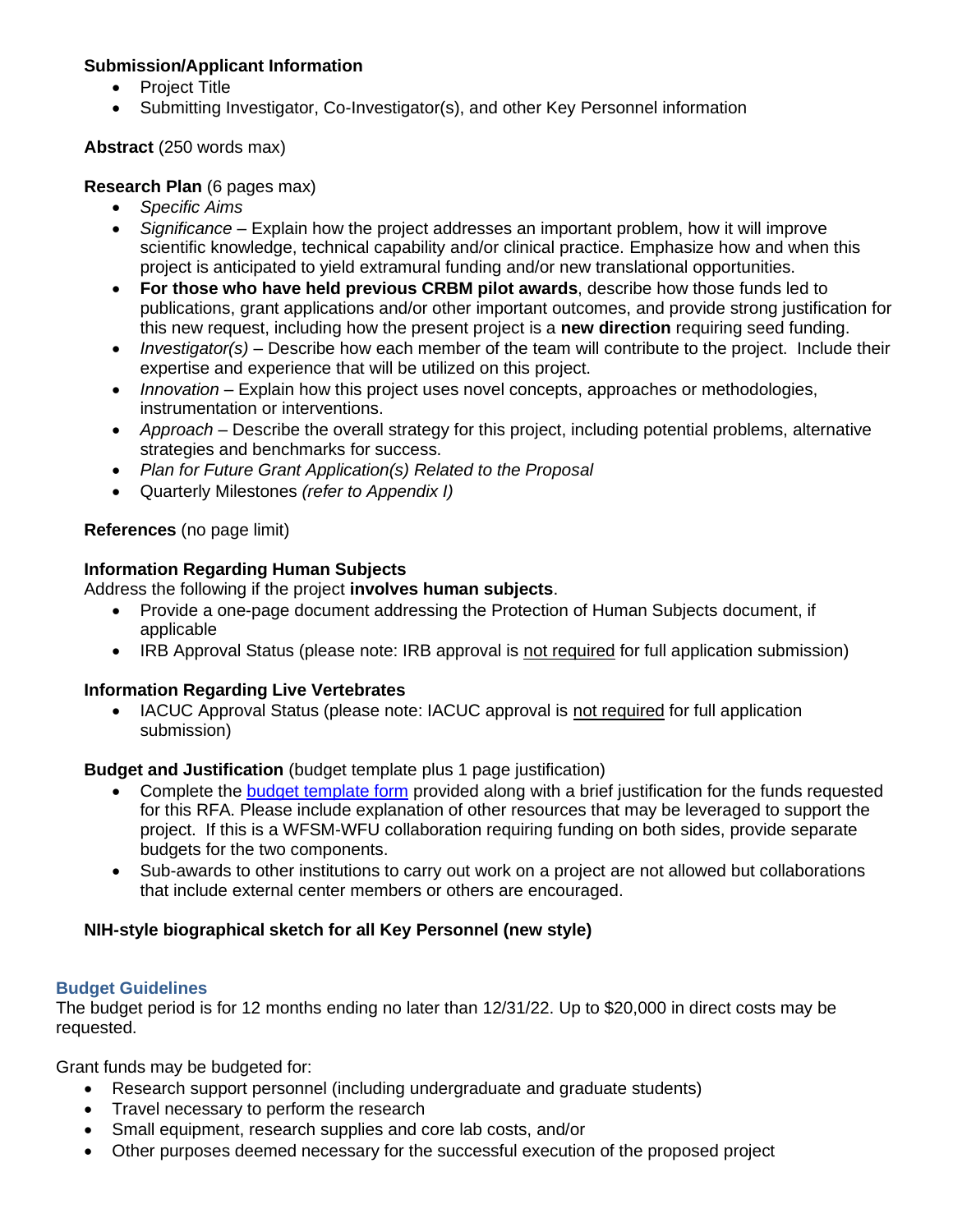**Submission/Applicant Information**

- Project Title
- Submitting Investigator, Co-Investigator(s), and other Key Personnel information

**Abstract** (250 words max)

**Research Plan** (6 pages max)

- *Specific Aims*
- *Significance* – Explain how the project addresses an important problem, how it will improve scientific knowledge, technical capability and/or clinical practice. Emphasize how and when this project is anticipated to yield extramural funding and/or new translational opportunities.
- **For those who have held previous CRBM pilot awards**, describe how those funds led to publications, grant applications and/or other important outcomes, and provide strong justification for this new request, including how the present project is a **new direction** requiring seed funding.
- *Investigator(s)* – Describe how each member of the team will contribute to the project. Include their expertise and experience that will be utilized on this project.
- *Innovation* – Explain how this project uses novel concepts, approaches or methodologies, instrumentation or interventions.
- *Approach* – Describe the overall strategy for this project, including potential problems, alternative strategies and benchmarks for success.
- *Plan for Future Grant Application(s) Related to the Proposal*
- Quarterly Milestones *(refer to Appendix I)*

**References** (no page limit)

**Information Regarding Human Subjects**

Address the following if the project **involves human subjects**.

- Provide a one-page document addressing the Protection of Human Subjects document, if applicable
- IRB Approval Status (please note: IRB approval is not required for full application submission)

**Information Regarding Live Vertebrates**

- IACUC Approval Status (please note: IACUC approval is not required for full application submission)

**Budget and Justification** (budget template plus 1 page justification)

- Complete the budget template form provided along with a brief justification for the funds requested for this RFA. Please include explanation of other resources that may be leveraged to support the project. If this is a WFSM-WFU collaboration requiring funding on both sides, provide separate budgets for the two components.
- Sub-awards to other institutions to carry out work on a project are not allowed but collaborations that include external center members or others are encouraged.

**NIH-style biographical sketch for all Key Personnel (new style)**

## Budget Guidelines

The budget period is for 12 months ending no later than 12/31/22. Up to $20,000 in direct costs may be requested.

Grant funds may be budgeted for:

- Research support personnel (including undergraduate and graduate students)
- Travel necessary to perform the research
- Small equipment, research supplies and core lab costs, and/or
- Other purposes deemed necessary for the successful execution of the proposed project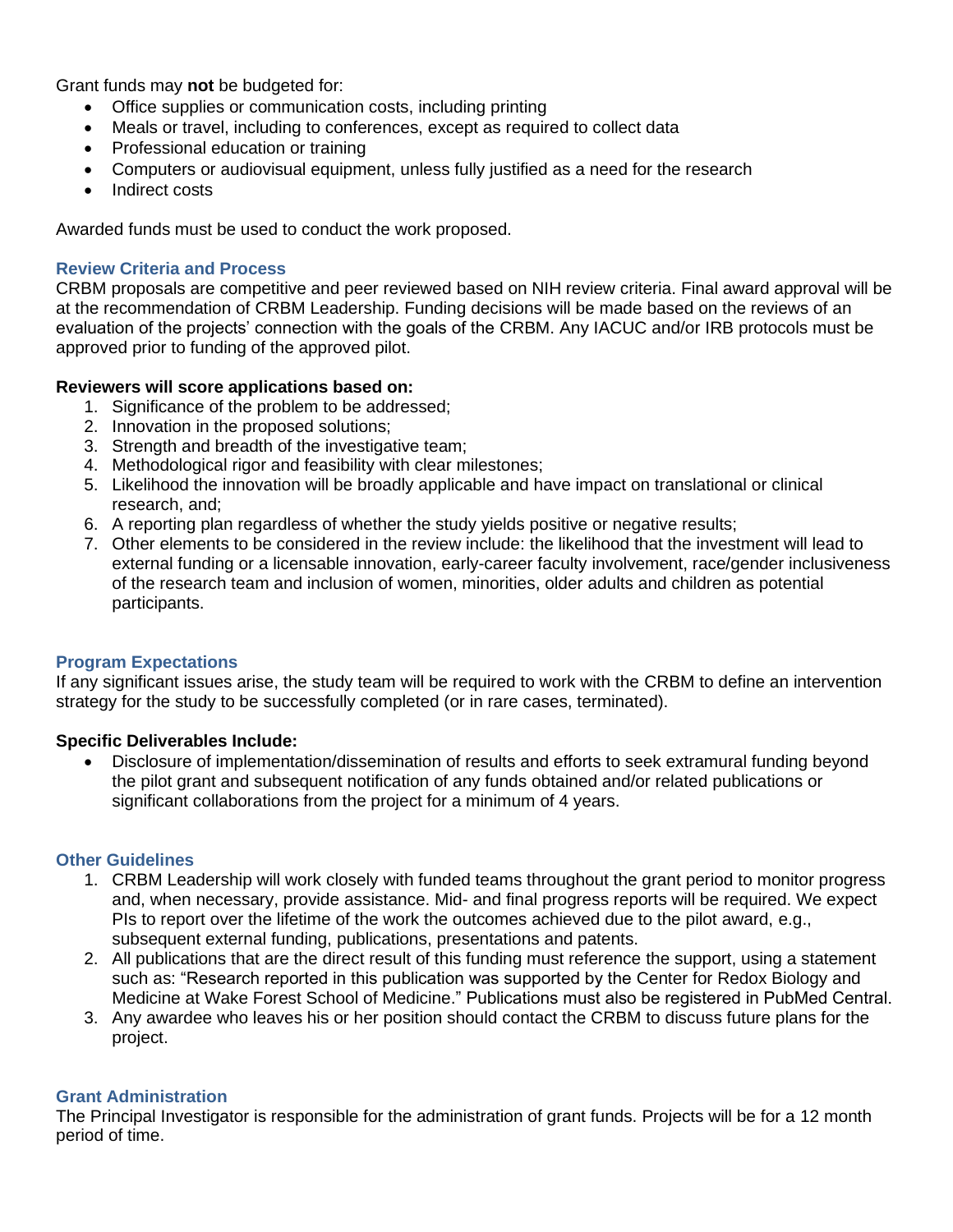Grant funds may **not** be budgeted for:

- Office supplies or communication costs, including printing
- Meals or travel, including to conferences, except as required to collect data
- Professional education or training
- Computers or audiovisual equipment, unless fully justified as a need for the research
- Indirect costs

Awarded funds must be used to conduct the work proposed.

## Review Criteria and Process

CRBM proposals are competitive and peer reviewed based on NIH review criteria. Final award approval will be at the recommendation of CRBM Leadership. Funding decisions will be made based on the reviews of an evaluation of the projects' connection with the goals of the CRBM. Any IACUC and/or IRB protocols must be approved prior to funding of the approved pilot.

**Reviewers will score applications based on:**

1. Significance of the problem to be addressed;
2. Innovation in the proposed solutions;
3. Strength and breadth of the investigative team;
4. Methodological rigor and feasibility with clear milestones;
5. Likelihood the innovation will be broadly applicable and have impact on translational or clinical research, and;
6. A reporting plan regardless of whether the study yields positive or negative results;
7. Other elements to be considered in the review include: the likelihood that the investment will lead to external funding or a licensable innovation, early-career faculty involvement, race/gender inclusiveness of the research team and inclusion of women, minorities, older adults and children as potential participants.

## Program Expectations

If any significant issues arise, the study team will be required to work with the CRBM to define an intervention strategy for the study to be successfully completed (or in rare cases, terminated).

**Specific Deliverables Include:**

- Disclosure of implementation/dissemination of results and efforts to seek extramural funding beyond the pilot grant and subsequent notification of any funds obtained and/or related publications or significant collaborations from the project for a minimum of 4 years.

## Other Guidelines

1. CRBM Leadership will work closely with funded teams throughout the grant period to monitor progress and, when necessary, provide assistance. Mid- and final progress reports will be required. We expect PIs to report over the lifetime of the work the outcomes achieved due to the pilot award, e.g., subsequent external funding, publications, presentations and patents.
2. All publications that are the direct result of this funding must reference the support, using a statement such as: "Research reported in this publication was supported by the Center for Redox Biology and Medicine at Wake Forest School of Medicine." Publications must also be registered in PubMed Central.
3. Any awardee who leaves his or her position should contact the CRBM to discuss future plans for the project.

## Grant Administration

The Principal Investigator is responsible for the administration of grant funds. Projects will be for a 12 month period of time.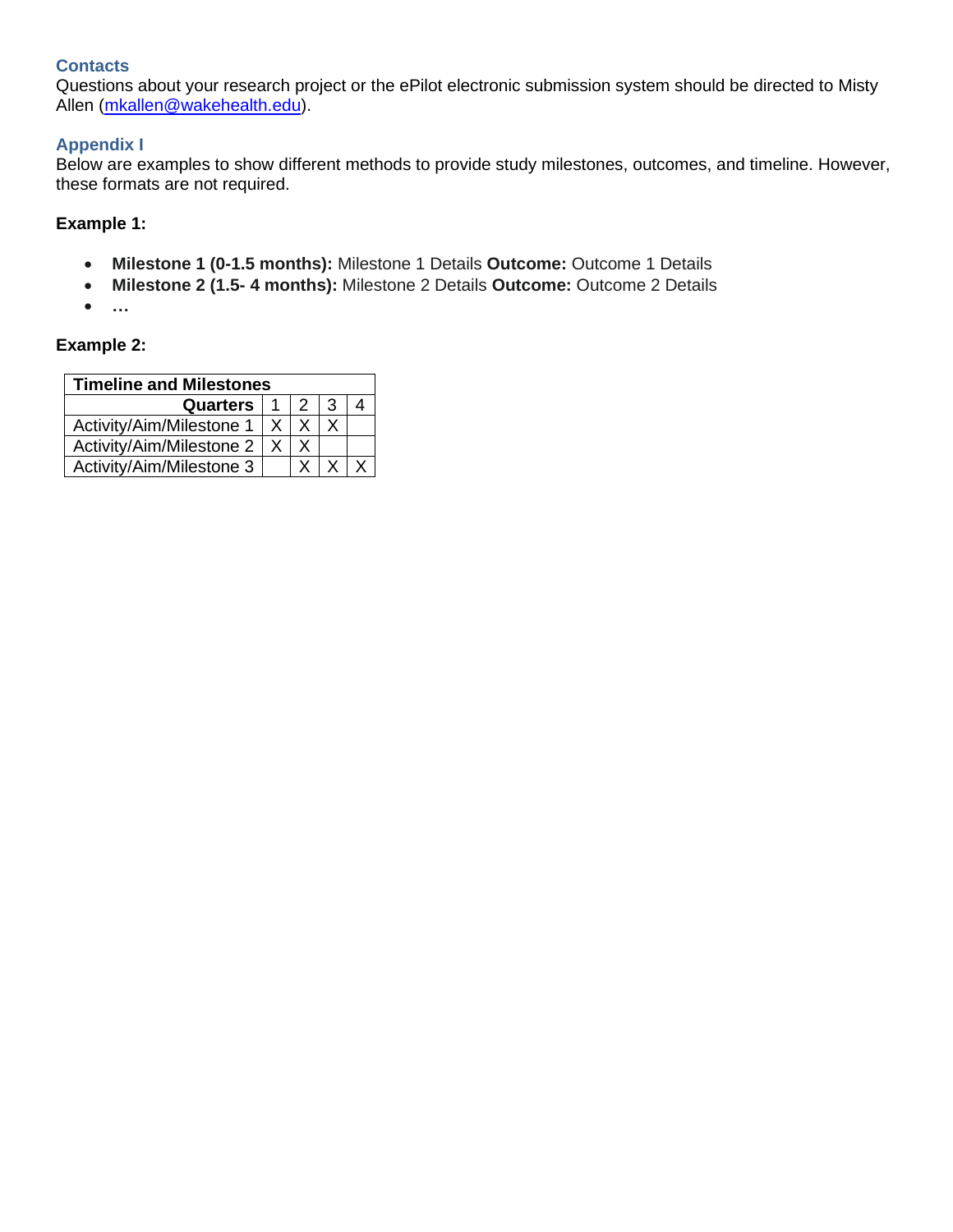## Contacts

Questions about your research project or the ePilot electronic submission system should be directed to Misty Allen (mkallen@wakehealth.edu).

## Appendix I

Below are examples to show different methods to provide study milestones, outcomes, and timeline. However, these formats are not required.

**Example 1:**

- **Milestone 1 (0-1.5 months):** Milestone 1 Details **Outcome:** Outcome 1 Details
- **Milestone 2 (1.5- 4 months):** Milestone 2 Details **Outcome:** Outcome 2 Details
- **…**

**Example 2:**

| **Timeline and Milestones** | | | | |
|---|---|---|---|---|
| **Quarters** | 1 | 2 | 3 | 4 |
| Activity/Aim/Milestone 1 | X | X | X | |
| Activity/Aim/Milestone 2 | X | X | | |
| Activity/Aim/Milestone 3 | | X | X | X |